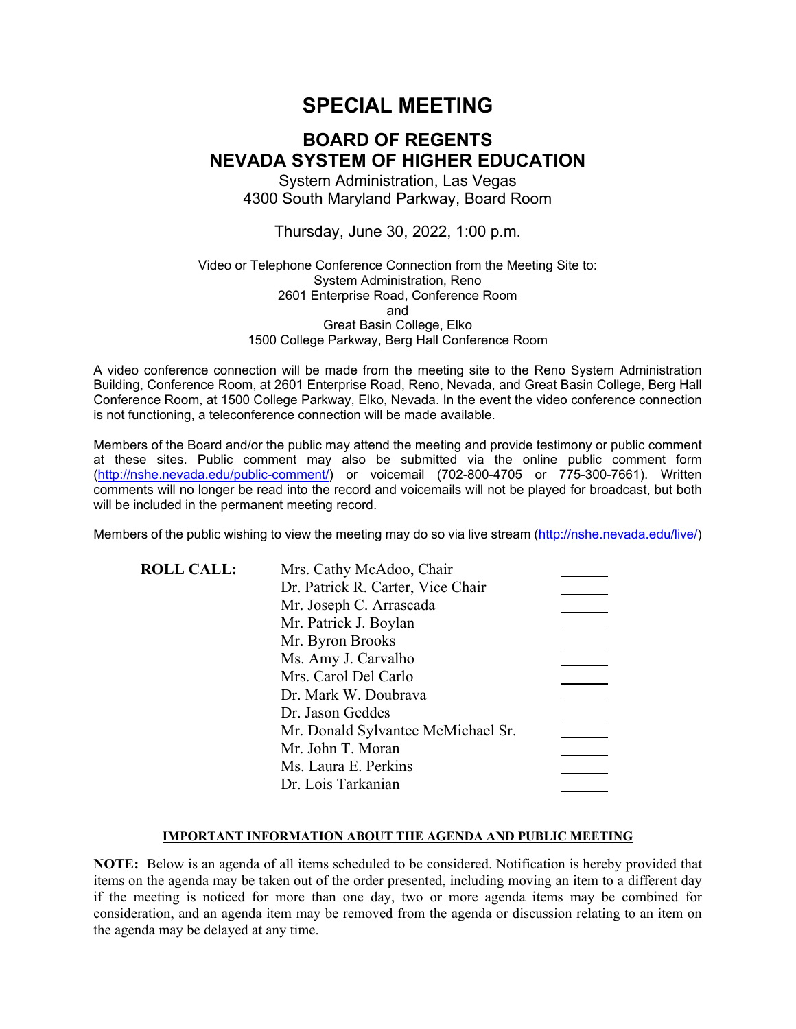# SPECIAL MEETING

## BOARD OF REGENTS
## NEVADA SYSTEM OF HIGHER EDUCATION

System Administration, Las Vegas
4300 South Maryland Parkway, Board Room

Thursday, June 30, 2022, 1:00 p.m.

Video or Telephone Conference Connection from the Meeting Site to:
System Administration, Reno
2601 Enterprise Road, Conference Room
and
Great Basin College, Elko
1500 College Parkway, Berg Hall Conference Room

A video conference connection will be made from the meeting site to the Reno System Administration Building, Conference Room, at 2601 Enterprise Road, Reno, Nevada, and Great Basin College, Berg Hall Conference Room, at 1500 College Parkway, Elko, Nevada. In the event the video conference connection is not functioning, a teleconference connection will be made available.

Members of the Board and/or the public may attend the meeting and provide testimony or public comment at these sites. Public comment may also be submitted via the online public comment form (http://nshe.nevada.edu/public-comment/) or voicemail (702-800-4705 or 775-300-7661). Written comments will no longer be read into the record and voicemails will not be played for broadcast, but both will be included in the permanent meeting record.

Members of the public wishing to view the meeting may do so via live stream (http://nshe.nevada.edu/live/)

| **ROLL CALL:** | | |
|---|---|---|
| | Mrs. Cathy McAdoo, Chair | ______ |
| | Dr. Patrick R. Carter, Vice Chair | ______ |
| | Mr. Joseph C. Arrascada | ______ |
| | Mr. Patrick J. Boylan | ______ |
| | Mr. Byron Brooks | ______ |
| | Ms. Amy J. Carvalho | ______ |
| | Mrs. Carol Del Carlo | ______ |
| | Dr. Mark W. Doubrava | ______ |
| | Dr. Jason Geddes | ______ |
| | Mr. Donald Sylvantee McMichael Sr. | ______ |
| | Mr. John T. Moran | ______ |
| | Ms. Laura E. Perkins | ______ |
| | Dr. Lois Tarkanian | ______ |

**IMPORTANT INFORMATION ABOUT THE AGENDA AND PUBLIC MEETING**

**NOTE:** Below is an agenda of all items scheduled to be considered. Notification is hereby provided that items on the agenda may be taken out of the order presented, including moving an item to a different day if the meeting is noticed for more than one day, two or more agenda items may be combined for consideration, and an agenda item may be removed from the agenda or discussion relating to an item on the agenda may be delayed at any time.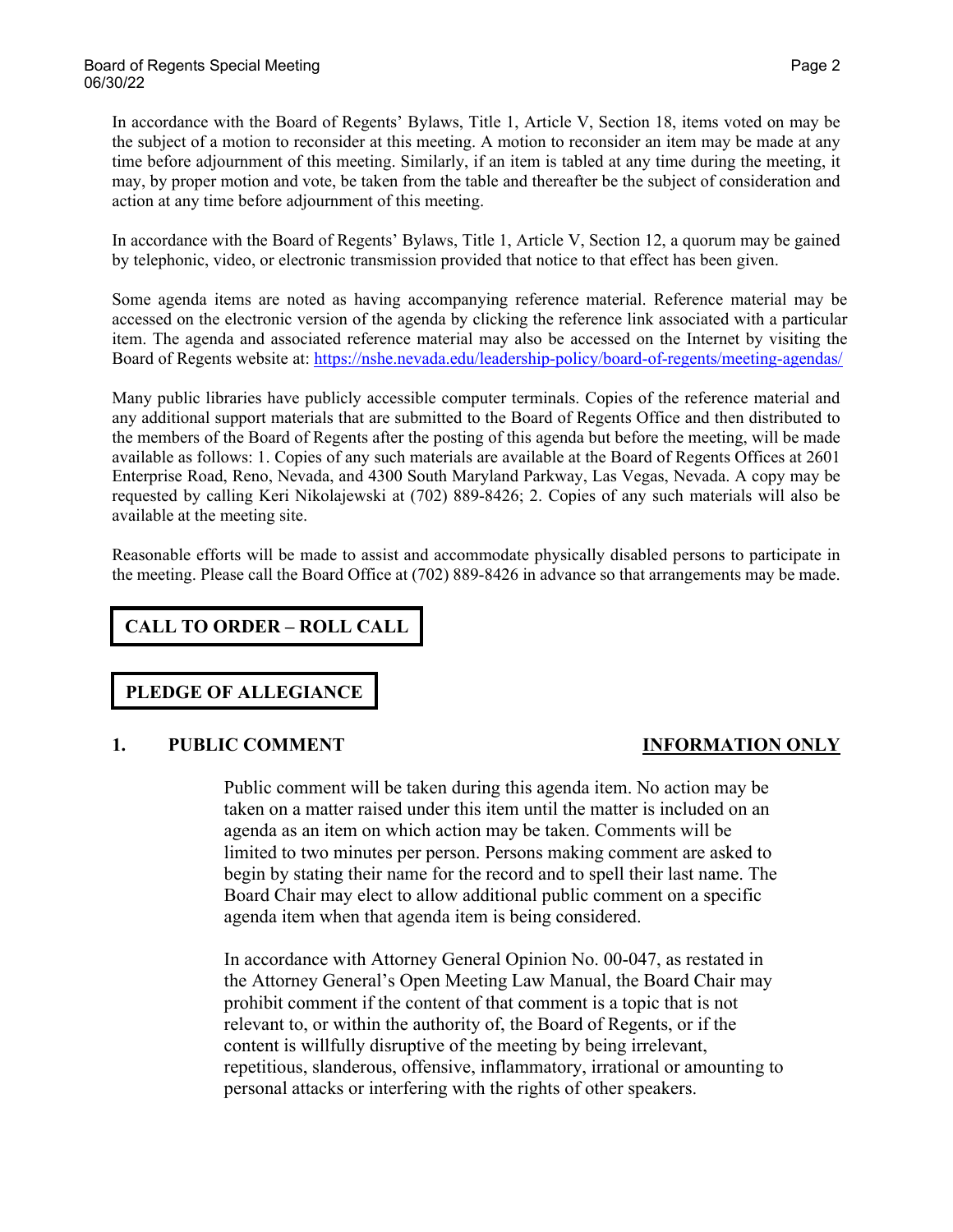In accordance with the Board of Regents' Bylaws, Title 1, Article V, Section 18, items voted on may be the subject of a motion to reconsider at this meeting. A motion to reconsider an item may be made at any time before adjournment of this meeting. Similarly, if an item is tabled at any time during the meeting, it may, by proper motion and vote, be taken from the table and thereafter be the subject of consideration and action at any time before adjournment of this meeting.

In accordance with the Board of Regents' Bylaws, Title 1, Article V, Section 12, a quorum may be gained by telephonic, video, or electronic transmission provided that notice to that effect has been given.

Some agenda items are noted as having accompanying reference material. Reference material may be accessed on the electronic version of the agenda by clicking the reference link associated with a particular item. The agenda and associated reference material may also be accessed on the Internet by visiting the Board of Regents website at: https://nshe.nevada.edu/leadership-policy/board-of-regents/meeting-agendas/

Many public libraries have publicly accessible computer terminals. Copies of the reference material and any additional support materials that are submitted to the Board of Regents Office and then distributed to the members of the Board of Regents after the posting of this agenda but before the meeting, will be made available as follows: 1. Copies of any such materials are available at the Board of Regents Offices at 2601 Enterprise Road, Reno, Nevada, and 4300 South Maryland Parkway, Las Vegas, Nevada. A copy may be requested by calling Keri Nikolajewski at (702) 889-8426; 2. Copies of any such materials will also be available at the meeting site.

Reasonable efforts will be made to assist and accommodate physically disabled persons to participate in the meeting. Please call the Board Office at (702) 889-8426 in advance so that arrangements may be made.

## CALL TO ORDER – ROLL CALL

## PLEDGE OF ALLEGIANCE

### 1. PUBLIC COMMENT — INFORMATION ONLY

Public comment will be taken during this agenda item. No action may be taken on a matter raised under this item until the matter is included on an agenda as an item on which action may be taken. Comments will be limited to two minutes per person. Persons making comment are asked to begin by stating their name for the record and to spell their last name. The Board Chair may elect to allow additional public comment on a specific agenda item when that agenda item is being considered.

In accordance with Attorney General Opinion No. 00-047, as restated in the Attorney General's Open Meeting Law Manual, the Board Chair may prohibit comment if the content of that comment is a topic that is not relevant to, or within the authority of, the Board of Regents, or if the content is willfully disruptive of the meeting by being irrelevant, repetitious, slanderous, offensive, inflammatory, irrational or amounting to personal attacks or interfering with the rights of other speakers.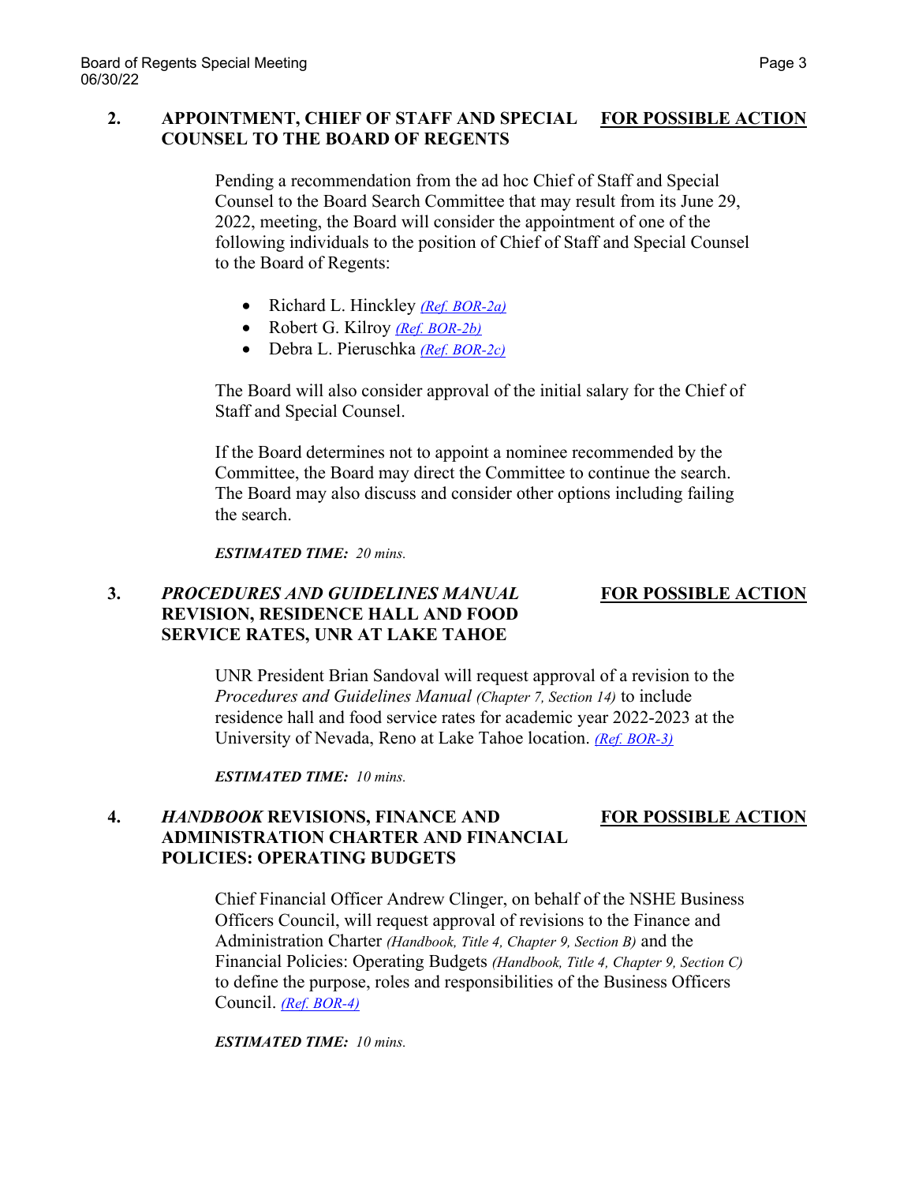**2. APPOINTMENT, CHIEF OF STAFF AND SPECIAL COUNSEL TO THE BOARD OF REGENTS** **FOR POSSIBLE ACTION**

Pending a recommendation from the ad hoc Chief of Staff and Special Counsel to the Board Search Committee that may result from its June 29, 2022, meeting, the Board will consider the appointment of one of the following individuals to the position of Chief of Staff and Special Counsel to the Board of Regents:

- Richard L. Hinckley *(Ref. BOR-2a)*
- Robert G. Kilroy *(Ref. BOR-2b)*
- Debra L. Pieruschka *(Ref. BOR-2c)*

The Board will also consider approval of the initial salary for the Chief of Staff and Special Counsel.

If the Board determines not to appoint a nominee recommended by the Committee, the Board may direct the Committee to continue the search. The Board may also discuss and consider other options including failing the search.

***ESTIMATED TIME:*** *20 mins.*

**3. *PROCEDURES AND GUIDELINES MANUAL* REVISION, RESIDENCE HALL AND FOOD SERVICE RATES, UNR AT LAKE TAHOE** **FOR POSSIBLE ACTION**

UNR President Brian Sandoval will request approval of a revision to the *Procedures and Guidelines Manual (Chapter 7, Section 14)* to include residence hall and food service rates for academic year 2022-2023 at the University of Nevada, Reno at Lake Tahoe location. *(Ref. BOR-3)*

***ESTIMATED TIME:*** *10 mins.*

**4. *HANDBOOK* REVISIONS, FINANCE AND ADMINISTRATION CHARTER AND FINANCIAL POLICIES: OPERATING BUDGETS** **FOR POSSIBLE ACTION**

Chief Financial Officer Andrew Clinger, on behalf of the NSHE Business Officers Council, will request approval of revisions to the Finance and Administration Charter *(Handbook, Title 4, Chapter 9, Section B)* and the Financial Policies: Operating Budgets *(Handbook, Title 4, Chapter 9, Section C)* to define the purpose, roles and responsibilities of the Business Officers Council. *(Ref. BOR-4)*

***ESTIMATED TIME:*** *10 mins.*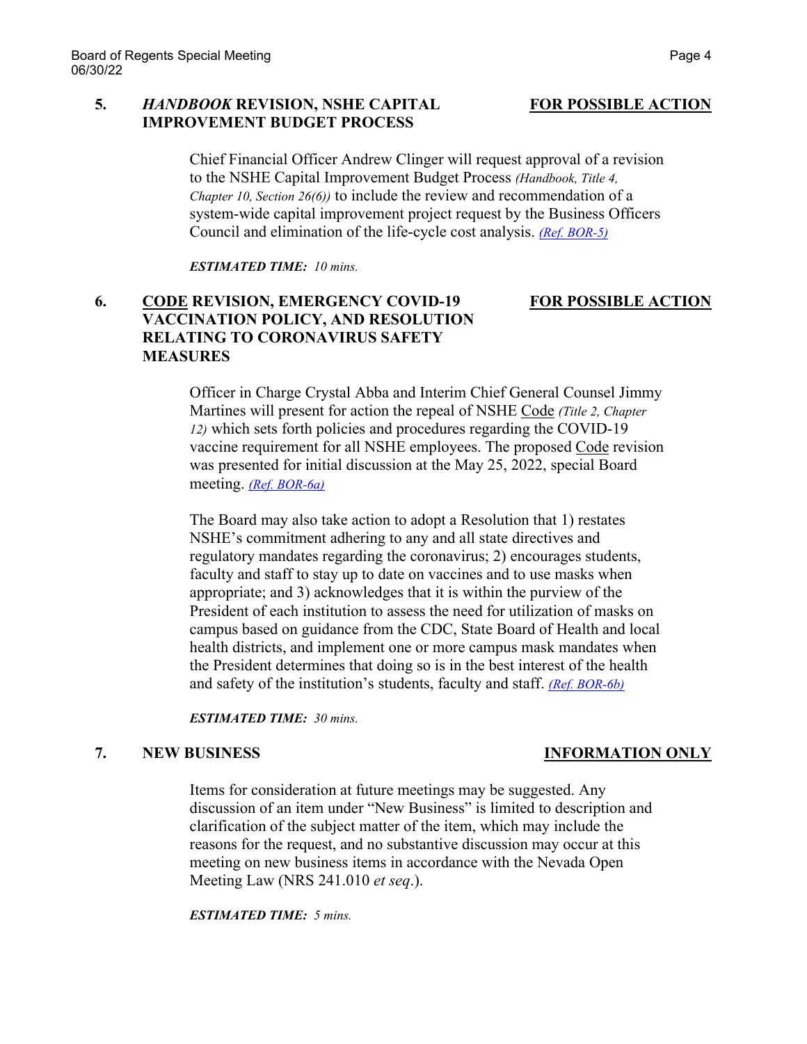**5. *HANDBOOK* REVISION, NSHE CAPITAL IMPROVEMENT BUDGET PROCESS** **FOR POSSIBLE ACTION**

Chief Financial Officer Andrew Clinger will request approval of a revision to the NSHE Capital Improvement Budget Process *(Handbook, Title 4, Chapter 10, Section 26(6))* to include the review and recommendation of a system-wide capital improvement project request by the Business Officers Council and elimination of the life-cycle cost analysis. *(Ref. BOR-5)*

***ESTIMATED TIME:*** *10 mins.*

**6. CODE REVISION, EMERGENCY COVID-19 VACCINATION POLICY, AND RESOLUTION RELATING TO CORONAVIRUS SAFETY MEASURES** **FOR POSSIBLE ACTION**

Officer in Charge Crystal Abba and Interim Chief General Counsel Jimmy Martines will present for action the repeal of NSHE Code *(Title 2, Chapter 12)* which sets forth policies and procedures regarding the COVID-19 vaccine requirement for all NSHE employees. The proposed Code revision was presented for initial discussion at the May 25, 2022, special Board meeting. *(Ref. BOR-6a)*

The Board may also take action to adopt a Resolution that 1) restates NSHE's commitment adhering to any and all state directives and regulatory mandates regarding the coronavirus; 2) encourages students, faculty and staff to stay up to date on vaccines and to use masks when appropriate; and 3) acknowledges that it is within the purview of the President of each institution to assess the need for utilization of masks on campus based on guidance from the CDC, State Board of Health and local health districts, and implement one or more campus mask mandates when the President determines that doing so is in the best interest of the health and safety of the institution's students, faculty and staff. *(Ref. BOR-6b)*

***ESTIMATED TIME:*** *30 mins.*

**7. NEW BUSINESS** **INFORMATION ONLY**

Items for consideration at future meetings may be suggested. Any discussion of an item under "New Business" is limited to description and clarification of the subject matter of the item, which may include the reasons for the request, and no substantive discussion may occur at this meeting on new business items in accordance with the Nevada Open Meeting Law (NRS 241.010 *et seq*.).

***ESTIMATED TIME:*** *5 mins.*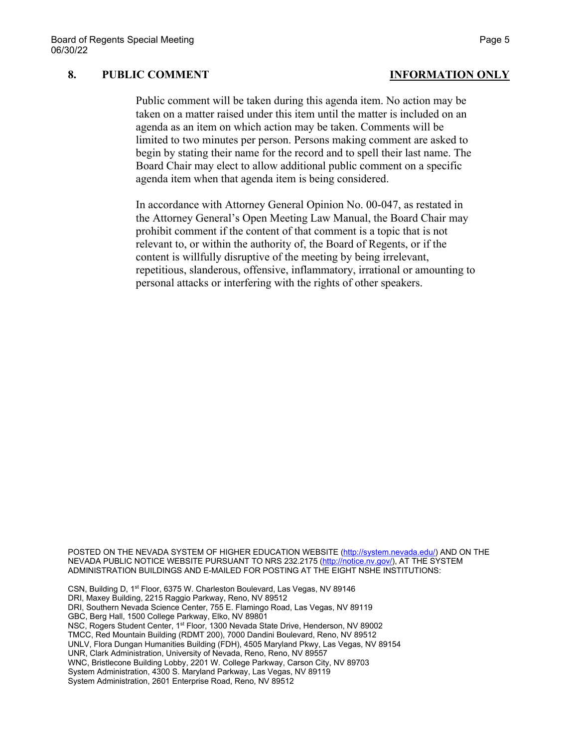## 8. PUBLIC COMMENT **INFORMATION ONLY**

Public comment will be taken during this agenda item. No action may be taken on a matter raised under this item until the matter is included on an agenda as an item on which action may be taken. Comments will be limited to two minutes per person. Persons making comment are asked to begin by stating their name for the record and to spell their last name. The Board Chair may elect to allow additional public comment on a specific agenda item when that agenda item is being considered.

In accordance with Attorney General Opinion No. 00-047, as restated in the Attorney General's Open Meeting Law Manual, the Board Chair may prohibit comment if the content of that comment is a topic that is not relevant to, or within the authority of, the Board of Regents, or if the content is willfully disruptive of the meeting by being irrelevant, repetitious, slanderous, offensive, inflammatory, irrational or amounting to personal attacks or interfering with the rights of other speakers.

POSTED ON THE NEVADA SYSTEM OF HIGHER EDUCATION WEBSITE (http://system.nevada.edu/) AND ON THE NEVADA PUBLIC NOTICE WEBSITE PURSUANT TO NRS 232.2175 (http://notice.nv.gov/), AT THE SYSTEM ADMINISTRATION BUILDINGS AND E-MAILED FOR POSTING AT THE EIGHT NSHE INSTITUTIONS:

CSN, Building D, 1st Floor, 6375 W. Charleston Boulevard, Las Vegas, NV 89146
DRI, Maxey Building, 2215 Raggio Parkway, Reno, NV 89512
DRI, Southern Nevada Science Center, 755 E. Flamingo Road, Las Vegas, NV 89119
GBC, Berg Hall, 1500 College Parkway, Elko, NV 89801
NSC, Rogers Student Center, 1st Floor, 1300 Nevada State Drive, Henderson, NV 89002
TMCC, Red Mountain Building (RDMT 200), 7000 Dandini Boulevard, Reno, NV 89512
UNLV, Flora Dungan Humanities Building (FDH), 4505 Maryland Pkwy, Las Vegas, NV 89154
UNR, Clark Administration, University of Nevada, Reno, Reno, NV 89557
WNC, Bristlecone Building Lobby, 2201 W. College Parkway, Carson City, NV 89703
System Administration, 4300 S. Maryland Parkway, Las Vegas, NV 89119
System Administration, 2601 Enterprise Road, Reno, NV 89512